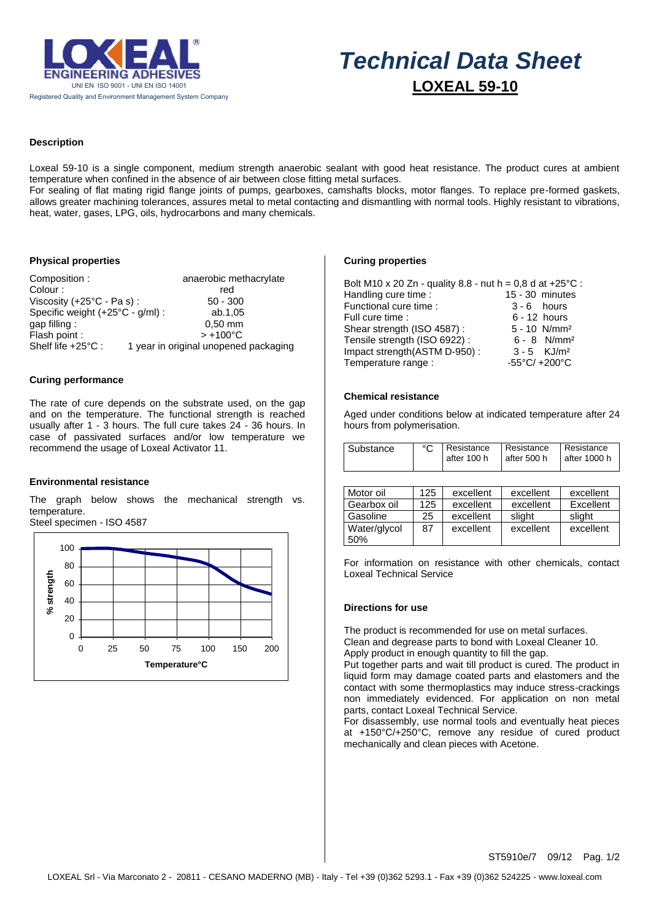# Technical Data Sheet

## LOXEAL 59-10

### Description

Loxeal 59-10 is a single component, medium strength anaerobic sealant with good heat resistance. The product cures at ambient temperature when confined in the absence of air between close fitting metal surfaces.
For sealing of flat mating rigid flange joints of pumps, gearboxes, camshafts blocks, motor flanges. To replace pre-formed gaskets, allows greater machining tolerances, assures metal to metal contacting and dismantling with normal tools. Highly resistant to vibrations, heat, water, gases, LPG, oils, hydrocarbons and many chemicals.

### Physical properties

| | |
|---|---|
| Composition : | anaerobic methacrylate |
| Colour : | red |
| Viscosity (+25°C - Pa s) : | 50 - 300 |
| Specific weight (+25°C - g/ml) : | ab.1,05 |
| gap filling : | 0,50 mm |
| Flash point : | > +100°C |
| Shelf life +25°C : | 1 year in original unopened packaging |

### Curing performance

The rate of cure depends on the substrate used, on the gap and on the temperature. The functional strength is reached usually after 1 - 3 hours. The full cure takes 24 - 36 hours. In case of passivated surfaces and/or low temperature we recommend the usage of Loxeal Activator 11.

### Environmental resistance

The graph below shows the mechanical strength vs. temperature.
Steel specimen - ISO 4587

### Curing properties

Bolt M10 x 20 Zn - quality 8.8 - nut h = 0,8 d at +25°C :

| | |
|---|---|
| Handling cure time : | 15 - 30 minutes |
| Functional cure time : | 3 - 6 hours |
| Full cure time : | 6 - 12 hours |
| Shear strength (ISO 4587) : | 5 - 10 N/mm² |
| Tensile strength (ISO 6922) : | 6 - 8 N/mm² |
| Impact strength(ASTM D-950) : | 3 - 5 KJ/m² |
| Temperature range : | -55°C/ +200°C |

### Chemical resistance

Aged under conditions below at indicated temperature after 24 hours from polymerisation.

| Substance | °C | Resistance after 100 h | Resistance after 500 h | Resistance after 1000 h |
|---|---|---|---|---|
| Motor oil | 125 | excellent | excellent | excellent |
| Gearbox oil | 125 | excellent | excellent | Excellent |
| Gasoline | 25 | excellent | slight | slight |
| Water/glycol 50% | 87 | excellent | excellent | excellent |

For information on resistance with other chemicals, contact Loxeal Technical Service

### Directions for use

The product is recommended for use on metal surfaces.
Clean and degrease parts to bond with Loxeal Cleaner 10.
Apply product in enough quantity to fill the gap.
Put together parts and wait till product is cured. The product in liquid form may damage coated parts and elastomers and the contact with some thermoplastics may induce stress-crackings non immediately evidenced. For application on non metal parts, contact Loxeal Technical Service.
For disassembly, use normal tools and eventually heat pieces at +150°C/+250°C, remove any residue of cured product mechanically and clean pieces with Acetone.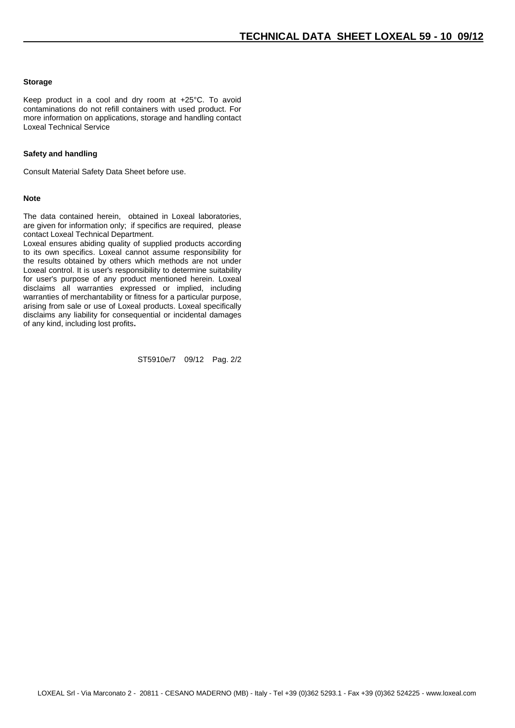**Storage**

Keep product in a cool and dry room at +25°C. To avoid contaminations do not refill containers with used product. For more information on applications, storage and handling contact Loxeal Technical Service

**Safety and handling**

Consult Material Safety Data Sheet before use.

**Note**

The data contained herein, obtained in Loxeal laboratories, are given for information only; if specifics are required, please contact Loxeal Technical Department.
Loxeal ensures abiding quality of supplied products according to its own specifics. Loxeal cannot assume responsibility for the results obtained by others which methods are not under Loxeal control. It is user's responsibility to determine suitability for user's purpose of any product mentioned herein. Loxeal disclaims all warranties expressed or implied, including warranties of merchantability or fitness for a particular purpose, arising from sale or use of Loxeal products. Loxeal specifically disclaims any liability for consequential or incidental damages of any kind, including lost profits**.**